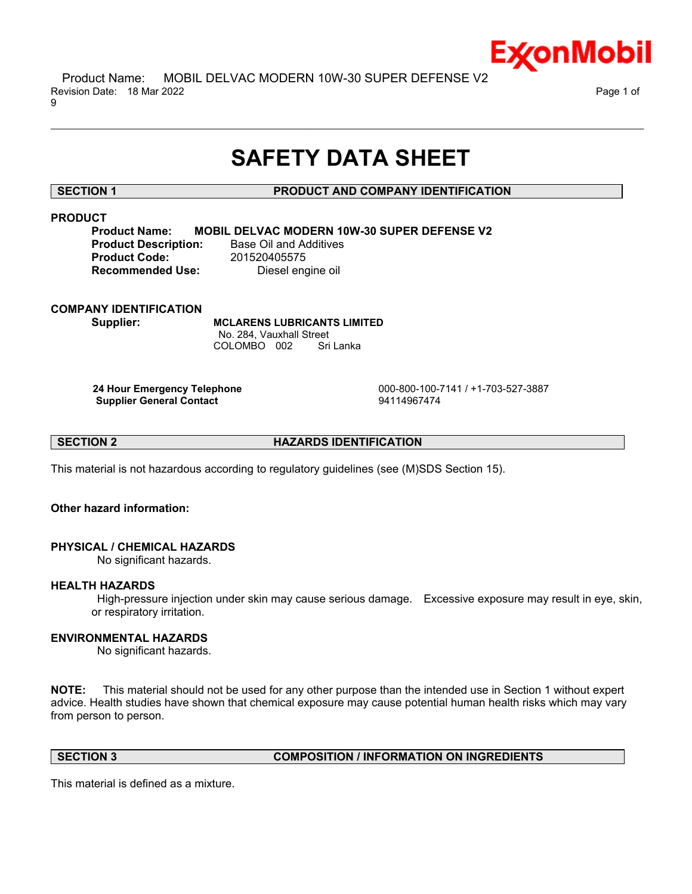# SAFETY DATA SHEET

## SECTION 1 PRODUCT AND COMPANY IDENTIFICATION

### PRODUCT

**Product Name:** **MOBIL DELVAC MODERN 10W-30 SUPER DEFENSE V2**
**Product Description:** Base Oil and Additives
**Product Code:** 201520405575
**Recommended Use:** Diesel engine oil

### COMPANY IDENTIFICATION

**Supplier:** **MCLARENS LUBRICANTS LIMITED**
No. 284, Vauxhall Street
COLOMBO 002 Sri Lanka

| | |
|---|---|
| **24 Hour Emergency Telephone** | 000-800-100-7141 / +1-703-527-3887 |
| **Supplier General Contact** | 94114967474 |

## SECTION 2 HAZARDS IDENTIFICATION

This material is not hazardous according to regulatory guidelines (see (M)SDS Section 15).

**Other hazard information:**

### PHYSICAL / CHEMICAL HAZARDS

No significant hazards.

### HEALTH HAZARDS

High-pressure injection under skin may cause serious damage. Excessive exposure may result in eye, skin, or respiratory irritation.

### ENVIRONMENTAL HAZARDS

No significant hazards.

**NOTE:** This material should not be used for any other purpose than the intended use in Section 1 without expert advice. Health studies have shown that chemical exposure may cause potential human health risks which may vary from person to person.

## SECTION 3 COMPOSITION / INFORMATION ON INGREDIENTS

This material is defined as a mixture.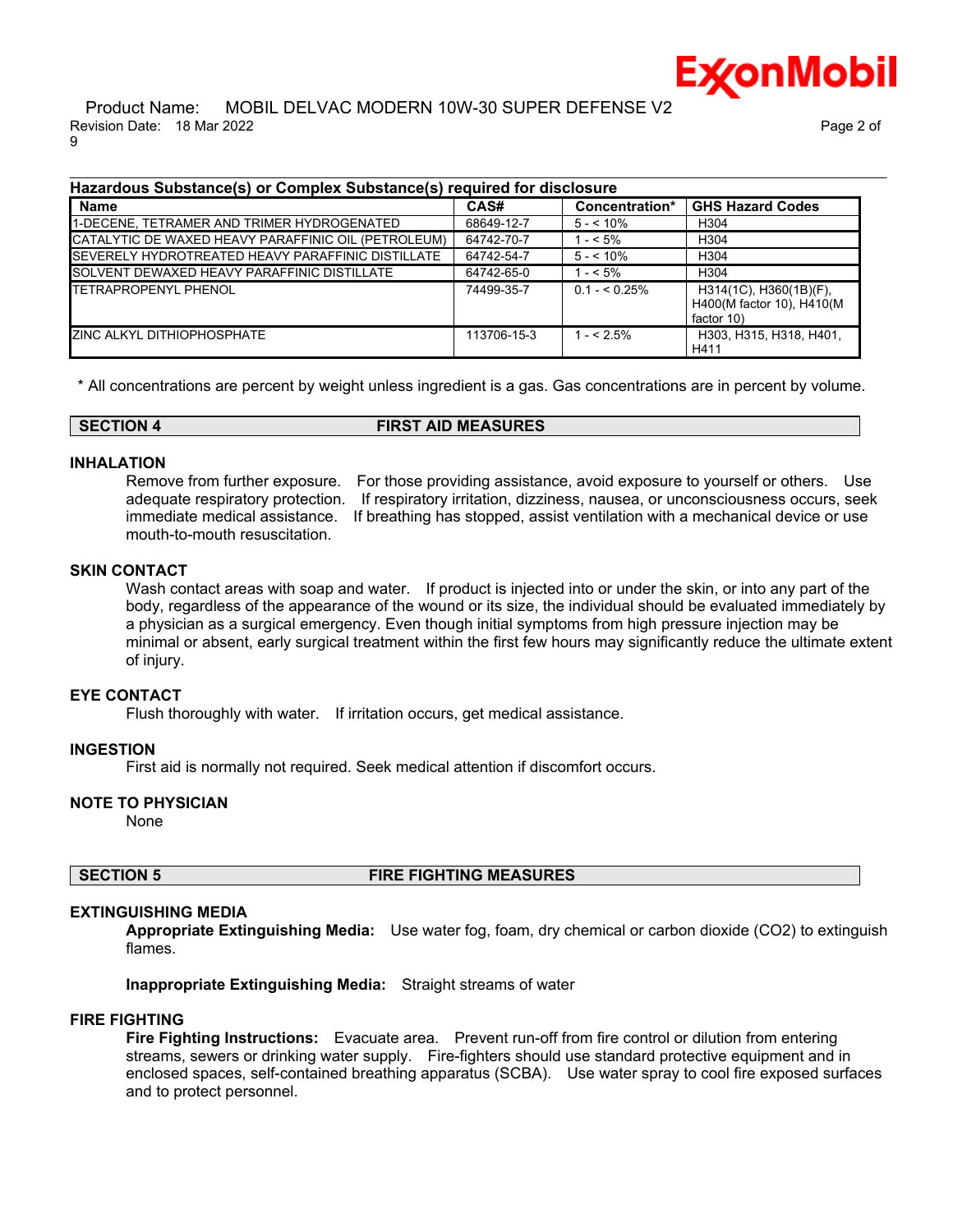**Hazardous Substance(s) or Complex Substance(s) required for disclosure**

| Name | CAS# | Concentration* | GHS Hazard Codes |
|---|---|---|---|
| 1-DECENE, TETRAMER AND TRIMER HYDROGENATED | 68649-12-7 | 5 - < 10% | H304 |
| CATALYTIC DE WAXED HEAVY PARAFFINIC OIL (PETROLEUM) | 64742-70-7 | 1 - < 5% | H304 |
| SEVERELY HYDROTREATED HEAVY PARAFFINIC DISTILLATE | 64742-54-7 | 5 - < 10% | H304 |
| SOLVENT DEWAXED HEAVY PARAFFINIC DISTILLATE | 64742-65-0 | 1 - < 5% | H304 |
| TETRAPROPENYL PHENOL | 74499-35-7 | 0.1 - < 0.25% | H314(1C), H360(1B)(F), H400(M factor 10), H410(M factor 10) |
| ZINC ALKYL DITHIOPHOSPHATE | 113706-15-3 | 1 - < 2.5% | H303, H315, H318, H401, H411 |

* All concentrations are percent by weight unless ingredient is a gas. Gas concentrations are in percent by volume.

## SECTION 4 FIRST AID MEASURES

### INHALATION

Remove from further exposure. For those providing assistance, avoid exposure to yourself or others. Use adequate respiratory protection. If respiratory irritation, dizziness, nausea, or unconsciousness occurs, seek immediate medical assistance. If breathing has stopped, assist ventilation with a mechanical device or use mouth-to-mouth resuscitation.

### SKIN CONTACT

Wash contact areas with soap and water. If product is injected into or under the skin, or into any part of the body, regardless of the appearance of the wound or its size, the individual should be evaluated immediately by a physician as a surgical emergency. Even though initial symptoms from high pressure injection may be minimal or absent, early surgical treatment within the first few hours may significantly reduce the ultimate extent of injury.

### EYE CONTACT

Flush thoroughly with water. If irritation occurs, get medical assistance.

### INGESTION

First aid is normally not required. Seek medical attention if discomfort occurs.

### NOTE TO PHYSICIAN

None

## SECTION 5 FIRE FIGHTING MEASURES

### EXTINGUISHING MEDIA

**Appropriate Extinguishing Media:** Use water fog, foam, dry chemical or carbon dioxide ($CO_2$) to extinguish flames.

**Inappropriate Extinguishing Media:** Straight streams of water

### FIRE FIGHTING

**Fire Fighting Instructions:** Evacuate area. Prevent run-off from fire control or dilution from entering streams, sewers or drinking water supply. Fire-fighters should use standard protective equipment and in enclosed spaces, self-contained breathing apparatus (SCBA). Use water spray to cool fire exposed surfaces and to protect personnel.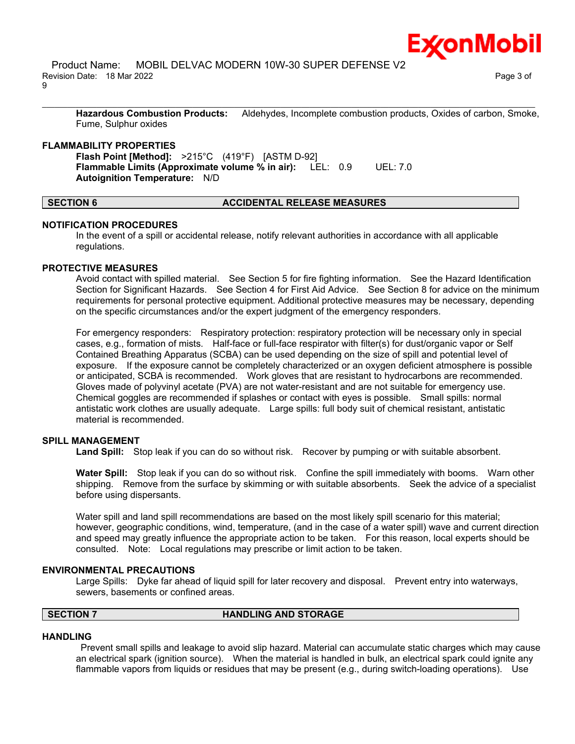**Hazardous Combustion Products:** Aldehydes, Incomplete combustion products, Oxides of carbon, Smoke, Fume, Sulphur oxides

### FLAMMABILITY PROPERTIES

**Flash Point [Method]:** >215°C (419°F) [ASTM D-92]
**Flammable Limits (Approximate volume % in air):** LEL: 0.9 UEL: 7.0
**Autoignition Temperature:** N/D

## SECTION 6 ACCIDENTAL RELEASE MEASURES

### NOTIFICATION PROCEDURES

In the event of a spill or accidental release, notify relevant authorities in accordance with all applicable regulations.

### PROTECTIVE MEASURES

Avoid contact with spilled material. See Section 5 for fire fighting information. See the Hazard Identification Section for Significant Hazards. See Section 4 for First Aid Advice. See Section 8 for advice on the minimum requirements for personal protective equipment. Additional protective measures may be necessary, depending on the specific circumstances and/or the expert judgment of the emergency responders.

For emergency responders: Respiratory protection: respiratory protection will be necessary only in special cases, e.g., formation of mists. Half-face or full-face respirator with filter(s) for dust/organic vapor or Self Contained Breathing Apparatus (SCBA) can be used depending on the size of spill and potential level of exposure. If the exposure cannot be completely characterized or an oxygen deficient atmosphere is possible or anticipated, SCBA is recommended. Work gloves that are resistant to hydrocarbons are recommended. Gloves made of polyvinyl acetate (PVA) are not water-resistant and are not suitable for emergency use. Chemical goggles are recommended if splashes or contact with eyes is possible. Small spills: normal antistatic work clothes are usually adequate. Large spills: full body suit of chemical resistant, antistatic material is recommended.

### SPILL MANAGEMENT

**Land Spill:** Stop leak if you can do so without risk. Recover by pumping or with suitable absorbent.

**Water Spill:** Stop leak if you can do so without risk. Confine the spill immediately with booms. Warn other shipping. Remove from the surface by skimming or with suitable absorbents. Seek the advice of a specialist before using dispersants.

Water spill and land spill recommendations are based on the most likely spill scenario for this material; however, geographic conditions, wind, temperature, (and in the case of a water spill) wave and current direction and speed may greatly influence the appropriate action to be taken. For this reason, local experts should be consulted. Note: Local regulations may prescribe or limit action to be taken.

### ENVIRONMENTAL PRECAUTIONS

Large Spills: Dyke far ahead of liquid spill for later recovery and disposal. Prevent entry into waterways, sewers, basements or confined areas.

## SECTION 7 HANDLING AND STORAGE

### HANDLING

Prevent small spills and leakage to avoid slip hazard. Material can accumulate static charges which may cause an electrical spark (ignition source). When the material is handled in bulk, an electrical spark could ignite any flammable vapors from liquids or residues that may be present (e.g., during switch-loading operations). Use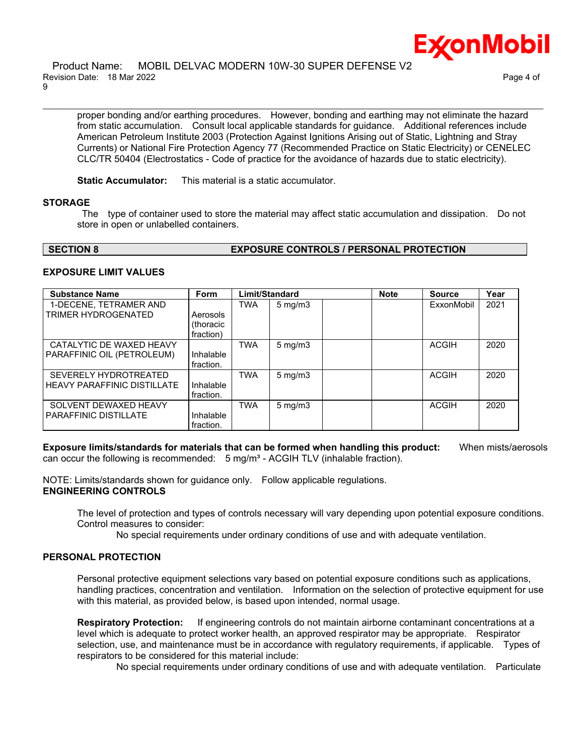proper bonding and/or earthing procedures. However, bonding and earthing may not eliminate the hazard from static accumulation. Consult local applicable standards for guidance. Additional references include American Petroleum Institute 2003 (Protection Against Ignitions Arising out of Static, Lightning and Stray Currents) or National Fire Protection Agency 77 (Recommended Practice on Static Electricity) or CENELEC CLC/TR 50404 (Electrostatics - Code of practice for the avoidance of hazards due to static electricity).

**Static Accumulator:** This material is a static accumulator.

### STORAGE

The type of container used to store the material may affect static accumulation and dissipation. Do not store in open or unlabelled containers.

## SECTION 8 EXPOSURE CONTROLS / PERSONAL PROTECTION

### EXPOSURE LIMIT VALUES

| Substance Name | Form | Limit/Standard | | | Note | Source | Year |
|---|---|---|---|---|---|---|---|
| 1-DECENE, TETRAMER AND TRIMER HYDROGENATED | Aerosols (thoracic fraction) | TWA | 5 mg/m3 | | | ExxonMobil | 2021 |
| CATALYTIC DE WAXED HEAVY PARAFFINIC OIL (PETROLEUM) | Inhalable fraction. | TWA | 5 mg/m3 | | | ACGIH | 2020 |
| SEVERELY HYDROTREATED HEAVY PARAFFINIC DISTILLATE | Inhalable fraction. | TWA | 5 mg/m3 | | | ACGIH | 2020 |
| SOLVENT DEWAXED HEAVY PARAFFINIC DISTILLATE | Inhalable fraction. | TWA | 5 mg/m3 | | | ACGIH | 2020 |

**Exposure limits/standards for materials that can be formed when handling this product:** When mists/aerosols can occur the following is recommended: 5 mg/m³ - ACGIH TLV (inhalable fraction).

NOTE: Limits/standards shown for guidance only. Follow applicable regulations.

### ENGINEERING CONTROLS

The level of protection and types of controls necessary will vary depending upon potential exposure conditions. Control measures to consider:

No special requirements under ordinary conditions of use and with adequate ventilation.

### PERSONAL PROTECTION

Personal protective equipment selections vary based on potential exposure conditions such as applications, handling practices, concentration and ventilation. Information on the selection of protective equipment for use with this material, as provided below, is based upon intended, normal usage.

**Respiratory Protection:** If engineering controls do not maintain airborne contaminant concentrations at a level which is adequate to protect worker health, an approved respirator may be appropriate. Respirator selection, use, and maintenance must be in accordance with regulatory requirements, if applicable. Types of respirators to be considered for this material include:

No special requirements under ordinary conditions of use and with adequate ventilation. Particulate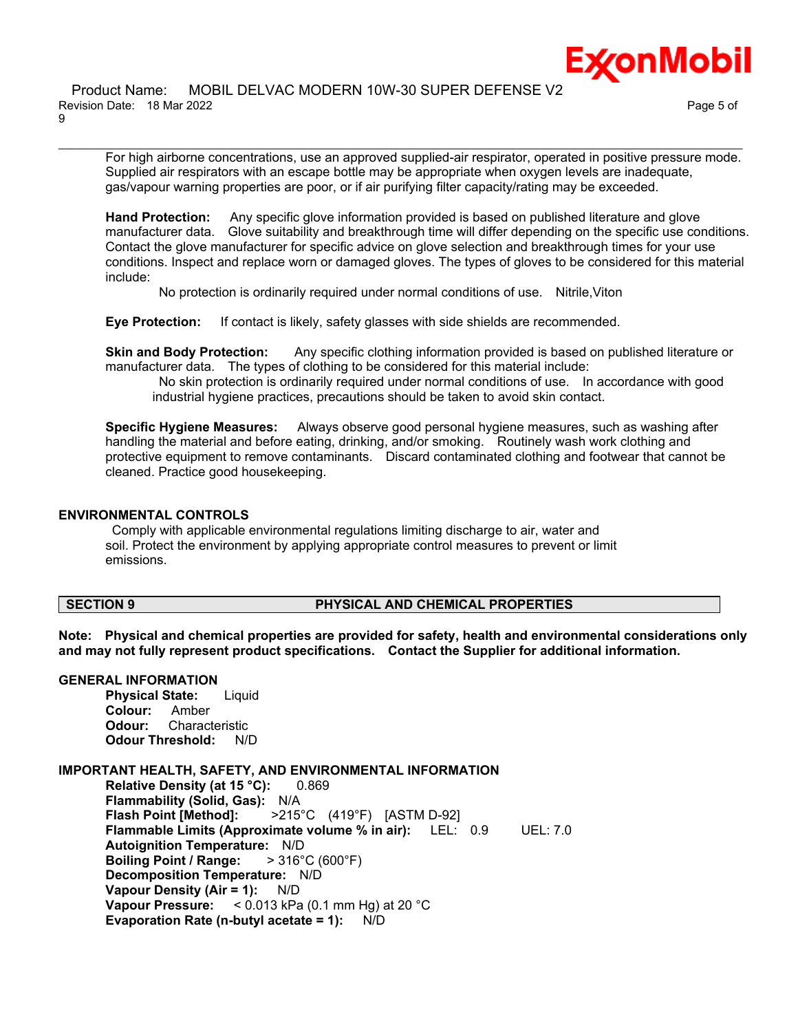For high airborne concentrations, use an approved supplied-air respirator, operated in positive pressure mode. Supplied air respirators with an escape bottle may be appropriate when oxygen levels are inadequate, gas/vapour warning properties are poor, or if air purifying filter capacity/rating may be exceeded.

**Hand Protection:** Any specific glove information provided is based on published literature and glove manufacturer data. Glove suitability and breakthrough time will differ depending on the specific use conditions. Contact the glove manufacturer for specific advice on glove selection and breakthrough times for your use conditions. Inspect and replace worn or damaged gloves. The types of gloves to be considered for this material include:

No protection is ordinarily required under normal conditions of use. Nitrile,Viton

**Eye Protection:** If contact is likely, safety glasses with side shields are recommended.

**Skin and Body Protection:** Any specific clothing information provided is based on published literature or manufacturer data. The types of clothing to be considered for this material include:

No skin protection is ordinarily required under normal conditions of use. In accordance with good industrial hygiene practices, precautions should be taken to avoid skin contact.

**Specific Hygiene Measures:** Always observe good personal hygiene measures, such as washing after handling the material and before eating, drinking, and/or smoking. Routinely wash work clothing and protective equipment to remove contaminants. Discard contaminated clothing and footwear that cannot be cleaned. Practice good housekeeping.

### ENVIRONMENTAL CONTROLS

Comply with applicable environmental regulations limiting discharge to air, water and soil. Protect the environment by applying appropriate control measures to prevent or limit emissions.

## SECTION 9 PHYSICAL AND CHEMICAL PROPERTIES

**Note: Physical and chemical properties are provided for safety, health and environmental considerations only and may not fully represent product specifications. Contact the Supplier for additional information.**

### GENERAL INFORMATION

**Physical State:** Liquid
**Colour:** Amber
**Odour:** Characteristic
**Odour Threshold:** N/D

### IMPORTANT HEALTH, SAFETY, AND ENVIRONMENTAL INFORMATION

**Relative Density (at 15 °C):** 0.869
**Flammability (Solid, Gas):** N/A
**Flash Point [Method]:** >215°C (419°F) [ASTM D-92]
**Flammable Limits (Approximate volume % in air):** LEL: 0.9 UEL: 7.0
**Autoignition Temperature:** N/D
**Boiling Point / Range:** > 316°C (600°F)
**Decomposition Temperature:** N/D
**Vapour Density (Air = 1):** N/D
**Vapour Pressure:** < 0.013 kPa (0.1 mm Hg) at 20 °C
**Evaporation Rate (n-butyl acetate = 1):** N/D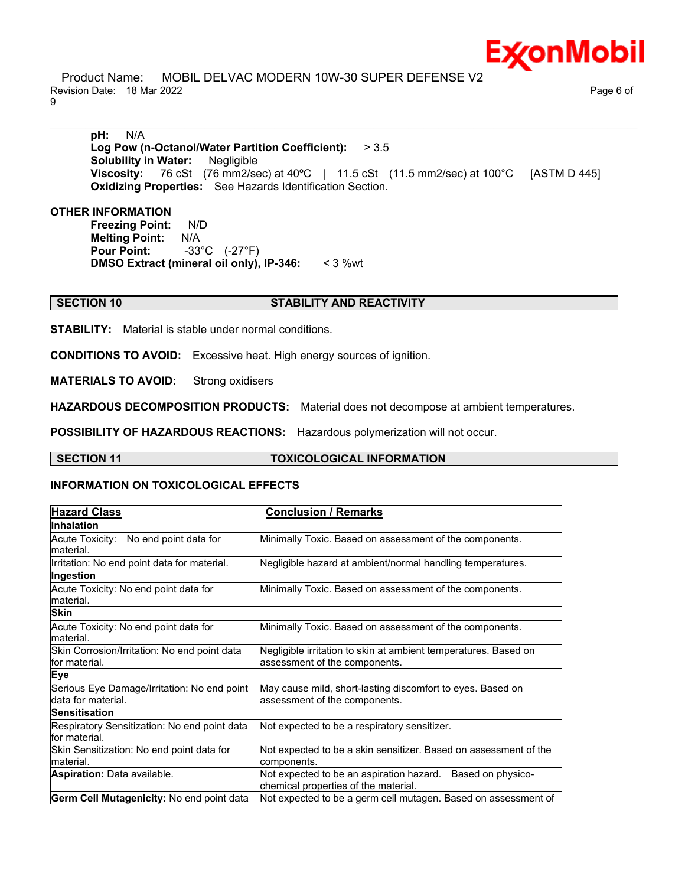**pH:** N/A
**Log Pow (n-Octanol/Water Partition Coefficient):** > 3.5
**Solubility in Water:** Negligible
**Viscosity:** 76 cSt (76 mm2/sec) at 40ºC | 11.5 cSt (11.5 mm2/sec) at 100°C [ASTM D 445]
**Oxidizing Properties:** See Hazards Identification Section.

**OTHER INFORMATION**

**Freezing Point:** N/D
**Melting Point:** N/A
**Pour Point:** -33°C (-27°F)
**DMSO Extract (mineral oil only), IP-346:** < 3 %wt

## SECTION 10 STABILITY AND REACTIVITY

**STABILITY:** Material is stable under normal conditions.

**CONDITIONS TO AVOID:** Excessive heat. High energy sources of ignition.

**MATERIALS TO AVOID:** Strong oxidisers

**HAZARDOUS DECOMPOSITION PRODUCTS:** Material does not decompose at ambient temperatures.

**POSSIBILITY OF HAZARDOUS REACTIONS:** Hazardous polymerization will not occur.

## SECTION 11 TOXICOLOGICAL INFORMATION

### INFORMATION ON TOXICOLOGICAL EFFECTS

| Hazard Class | Conclusion / Remarks |
|---|---|
| **Inhalation** | |
| Acute Toxicity: No end point data for material. | Minimally Toxic. Based on assessment of the components. |
| Irritation: No end point data for material. | Negligible hazard at ambient/normal handling temperatures. |
| **Ingestion** | |
| Acute Toxicity: No end point data for material. | Minimally Toxic. Based on assessment of the components. |
| **Skin** | |
| Acute Toxicity: No end point data for material. | Minimally Toxic. Based on assessment of the components. |
| Skin Corrosion/Irritation: No end point data for material. | Negligible irritation to skin at ambient temperatures. Based on assessment of the components. |
| **Eye** | |
| Serious Eye Damage/Irritation: No end point data for material. | May cause mild, short-lasting discomfort to eyes. Based on assessment of the components. |
| **Sensitisation** | |
| Respiratory Sensitization: No end point data for material. | Not expected to be a respiratory sensitizer. |
| Skin Sensitization: No end point data for material. | Not expected to be a skin sensitizer. Based on assessment of the components. |
| **Aspiration:** Data available. | Not expected to be an aspiration hazard. Based on physico-chemical properties of the material. |
| **Germ Cell Mutagenicity:** No end point data | Not expected to be a germ cell mutagen. Based on assessment of |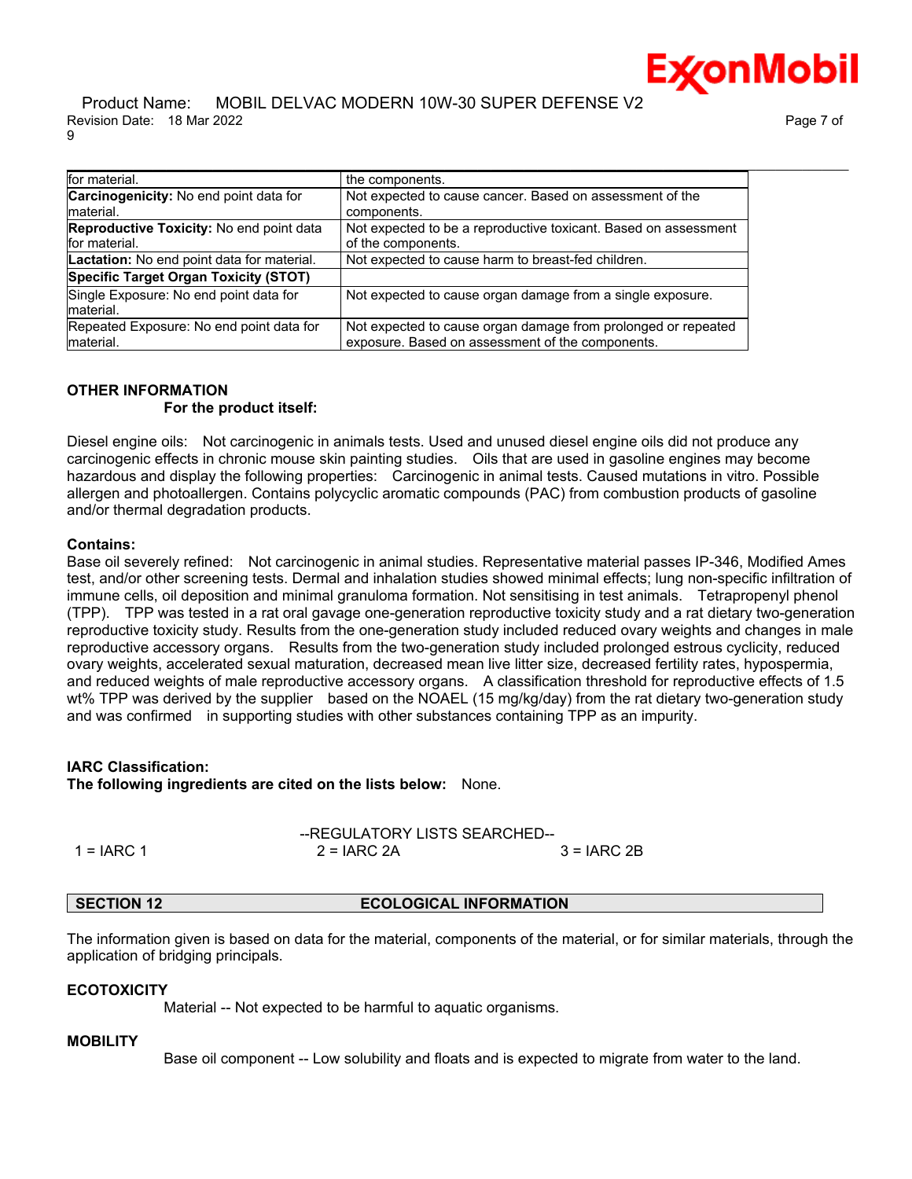| | |
|---|---|
| for material. | the components. |
| **Carcinogenicity:** No end point data for material. | Not expected to cause cancer. Based on assessment of the components. |
| **Reproductive Toxicity:** No end point data for material. | Not expected to be a reproductive toxicant. Based on assessment of the components. |
| **Lactation:** No end point data for material. | Not expected to cause harm to breast-fed children. |
| **Specific Target Organ Toxicity (STOT)** | |
| Single Exposure: No end point data for material. | Not expected to cause organ damage from a single exposure. |
| Repeated Exposure: No end point data for material. | Not expected to cause organ damage from prolonged or repeated exposure. Based on assessment of the components. |

### OTHER INFORMATION

**For the product itself:**

Diesel engine oils: Not carcinogenic in animals tests. Used and unused diesel engine oils did not produce any carcinogenic effects in chronic mouse skin painting studies. Oils that are used in gasoline engines may become hazardous and display the following properties: Carcinogenic in animal tests. Caused mutations in vitro. Possible allergen and photoallergen. Contains polycyclic aromatic compounds (PAC) from combustion products of gasoline and/or thermal degradation products.

**Contains:**

Base oil severely refined: Not carcinogenic in animal studies. Representative material passes IP-346, Modified Ames test, and/or other screening tests. Dermal and inhalation studies showed minimal effects; lung non-specific infiltration of immune cells, oil deposition and minimal granuloma formation. Not sensitising in test animals. Tetrapropenyl phenol (TPP). TPP was tested in a rat oral gavage one-generation reproductive toxicity study and a rat dietary two-generation reproductive toxicity study. Results from the one-generation study included reduced ovary weights and changes in male reproductive accessory organs. Results from the two-generation study included prolonged estrous cyclicity, reduced ovary weights, accelerated sexual maturation, decreased mean live litter size, decreased fertility rates, hypospermia, and reduced weights of male reproductive accessory organs. A classification threshold for reproductive effects of 1.5 wt% TPP was derived by the supplier based on the NOAEL (15 mg/kg/day) from the rat dietary two-generation study and was confirmed in supporting studies with other substances containing TPP as an impurity.

**IARC Classification:**

**The following ingredients are cited on the lists below:** None.

--REGULATORY LISTS SEARCHED--

1 = IARC 1 &nbsp;&nbsp;&nbsp; 2 = IARC 2A &nbsp;&nbsp;&nbsp; 3 = IARC 2B

## SECTION 12 ECOLOGICAL INFORMATION

The information given is based on data for the material, components of the material, or for similar materials, through the application of bridging principals.

### ECOTOXICITY

Material -- Not expected to be harmful to aquatic organisms.

### MOBILITY

Base oil component -- Low solubility and floats and is expected to migrate from water to the land.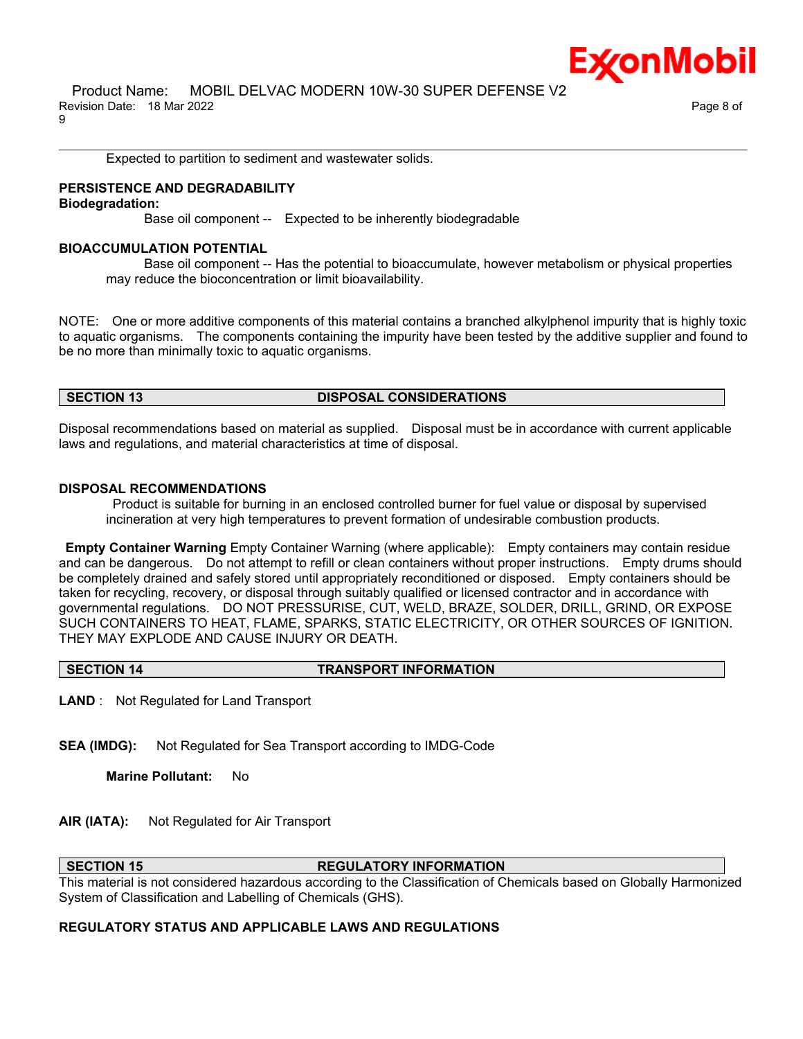Expected to partition to sediment and wastewater solids.

### PERSISTENCE AND DEGRADABILITY

**Biodegradation:**

Base oil component -- Expected to be inherently biodegradable

### BIOACCUMULATION POTENTIAL

Base oil component -- Has the potential to bioaccumulate, however metabolism or physical properties may reduce the bioconcentration or limit bioavailability.

NOTE: One or more additive components of this material contains a branched alkylphenol impurity that is highly toxic to aquatic organisms. The components containing the impurity have been tested by the additive supplier and found to be no more than minimally toxic to aquatic organisms.

## SECTION 13 DISPOSAL CONSIDERATIONS

Disposal recommendations based on material as supplied. Disposal must be in accordance with current applicable laws and regulations, and material characteristics at time of disposal.

### DISPOSAL RECOMMENDATIONS

Product is suitable for burning in an enclosed controlled burner for fuel value or disposal by supervised incineration at very high temperatures to prevent formation of undesirable combustion products.

**Empty Container Warning** Empty Container Warning (where applicable): Empty containers may contain residue and can be dangerous. Do not attempt to refill or clean containers without proper instructions. Empty drums should be completely drained and safely stored until appropriately reconditioned or disposed. Empty containers should be taken for recycling, recovery, or disposal through suitably qualified or licensed contractor and in accordance with governmental regulations. DO NOT PRESSURISE, CUT, WELD, BRAZE, SOLDER, DRILL, GRIND, OR EXPOSE SUCH CONTAINERS TO HEAT, FLAME, SPARKS, STATIC ELECTRICITY, OR OTHER SOURCES OF IGNITION. THEY MAY EXPLODE AND CAUSE INJURY OR DEATH.

## SECTION 14 TRANSPORT INFORMATION

**LAND** : Not Regulated for Land Transport

**SEA (IMDG):** Not Regulated for Sea Transport according to IMDG-Code

**Marine Pollutant:** No

**AIR (IATA):** Not Regulated for Air Transport

## SECTION 15 REGULATORY INFORMATION

This material is not considered hazardous according to the Classification of Chemicals based on Globally Harmonized System of Classification and Labelling of Chemicals (GHS).

### REGULATORY STATUS AND APPLICABLE LAWS AND REGULATIONS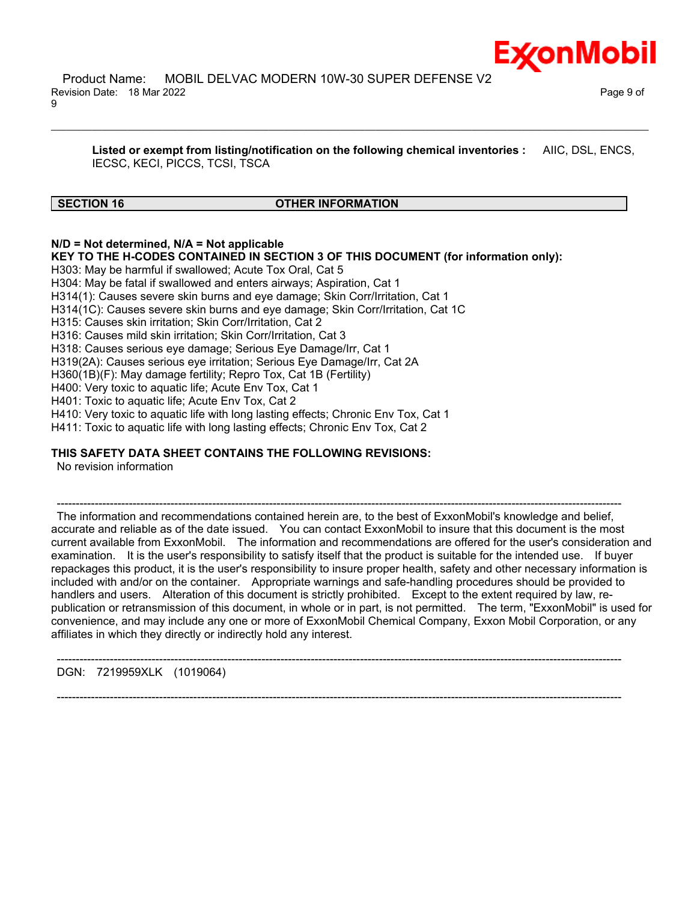**Listed or exempt from listing/notification on the following chemical inventories :** AIIC, DSL, ENCS, IECSC, KECI, PICCS, TCSI, TSCA

## SECTION 16 OTHER INFORMATION

**N/D = Not determined, N/A = Not applicable**

**KEY TO THE H-CODES CONTAINED IN SECTION 3 OF THIS DOCUMENT (for information only):**

H303: May be harmful if swallowed; Acute Tox Oral, Cat 5
H304: May be fatal if swallowed and enters airways; Aspiration, Cat 1
H314(1): Causes severe skin burns and eye damage; Skin Corr/Irritation, Cat 1
H314(1C): Causes severe skin burns and eye damage; Skin Corr/Irritation, Cat 1C
H315: Causes skin irritation; Skin Corr/Irritation, Cat 2
H316: Causes mild skin irritation; Skin Corr/Irritation, Cat 3
H318: Causes serious eye damage; Serious Eye Damage/Irr, Cat 1
H319(2A): Causes serious eye irritation; Serious Eye Damage/Irr, Cat 2A
H360(1B)(F): May damage fertility; Repro Tox, Cat 1B (Fertility)
H400: Very toxic to aquatic life; Acute Env Tox, Cat 1
H401: Toxic to aquatic life; Acute Env Tox, Cat 2
H410: Very toxic to aquatic life with long lasting effects; Chronic Env Tox, Cat 1
H411: Toxic to aquatic life with long lasting effects; Chronic Env Tox, Cat 2

**THIS SAFETY DATA SHEET CONTAINS THE FOLLOWING REVISIONS:**

No revision information

---

The information and recommendations contained herein are, to the best of ExxonMobil's knowledge and belief, accurate and reliable as of the date issued. You can contact ExxonMobil to insure that this document is the most current available from ExxonMobil. The information and recommendations are offered for the user's consideration and examination. It is the user's responsibility to satisfy itself that the product is suitable for the intended use. If buyer repackages this product, it is the user's responsibility to insure proper health, safety and other necessary information is included with and/or on the container. Appropriate warnings and safe-handling procedures should be provided to handlers and users. Alteration of this document is strictly prohibited. Except to the extent required by law, re-publication or retransmission of this document, in whole or in part, is not permitted. The term, "ExxonMobil" is used for convenience, and may include any one or more of ExxonMobil Chemical Company, Exxon Mobil Corporation, or any affiliates in which they directly or indirectly hold any interest.

---

DGN: 7219959XLK (1019064)

---